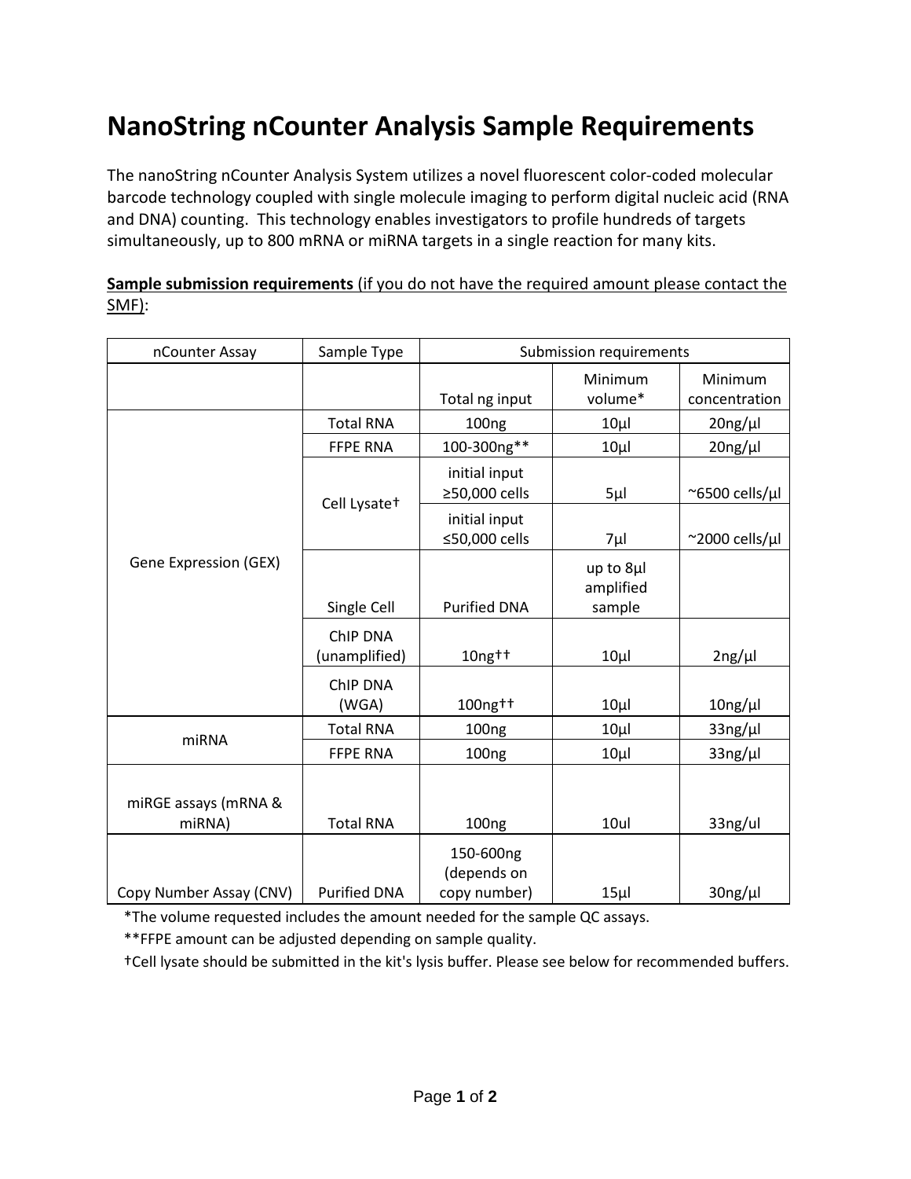# NanoString nCounter Analysis Sample Requirements

The nanoString nCounter Analysis System utilizes a novel fluorescent color-coded molecular barcode technology coupled with single molecule imaging to perform digital nucleic acid (RNA and DNA) counting. This technology enables investigators to profile hundreds of targets simultaneously, up to 800 mRNA or miRNA targets in a single reaction for many kits.

**Sample submission requirements** (if you do not have the required amount please contact the SMF):

| nCounter Assay | Sample Type | Submission requirements | | |
|---|---|---|---|---|
| | | Total ng input | Minimum volume* | Minimum concentration |
| Gene Expression (GEX) | Total RNA | 100ng | 10µl | 20ng/µl |
| | FFPE RNA | 100-300ng** | 10µl | 20ng/µl |
| | Cell Lysate† | initial input ≥50,000 cells | 5µl | ~6500 cells/µl |
| | | initial input ≤50,000 cells | 7µl | ~2000 cells/µl |
| | Single Cell | Purified DNA | up to 8µl amplified sample | |
| | ChIP DNA (unamplified) | 10ng†† | 10µl | 2ng/µl |
| | ChIP DNA (WGA) | 100ng†† | 10µl | 10ng/µl |
| miRNA | Total RNA | 100ng | 10µl | 33ng/µl |
| | FFPE RNA | 100ng | 10µl | 33ng/µl |
| miRGE assays (mRNA & miRNA) | Total RNA | 100ng | 10ul | 33ng/ul |
| Copy Number Assay (CNV) | Purified DNA | 150-600ng (depends on copy number) | 15µl | 30ng/µl |

*The volume requested includes the amount needed for the sample QC assays.

**FFPE amount can be adjusted depending on sample quality.

†Cell lysate should be submitted in the kit's lysis buffer. Please see below for recommended buffers.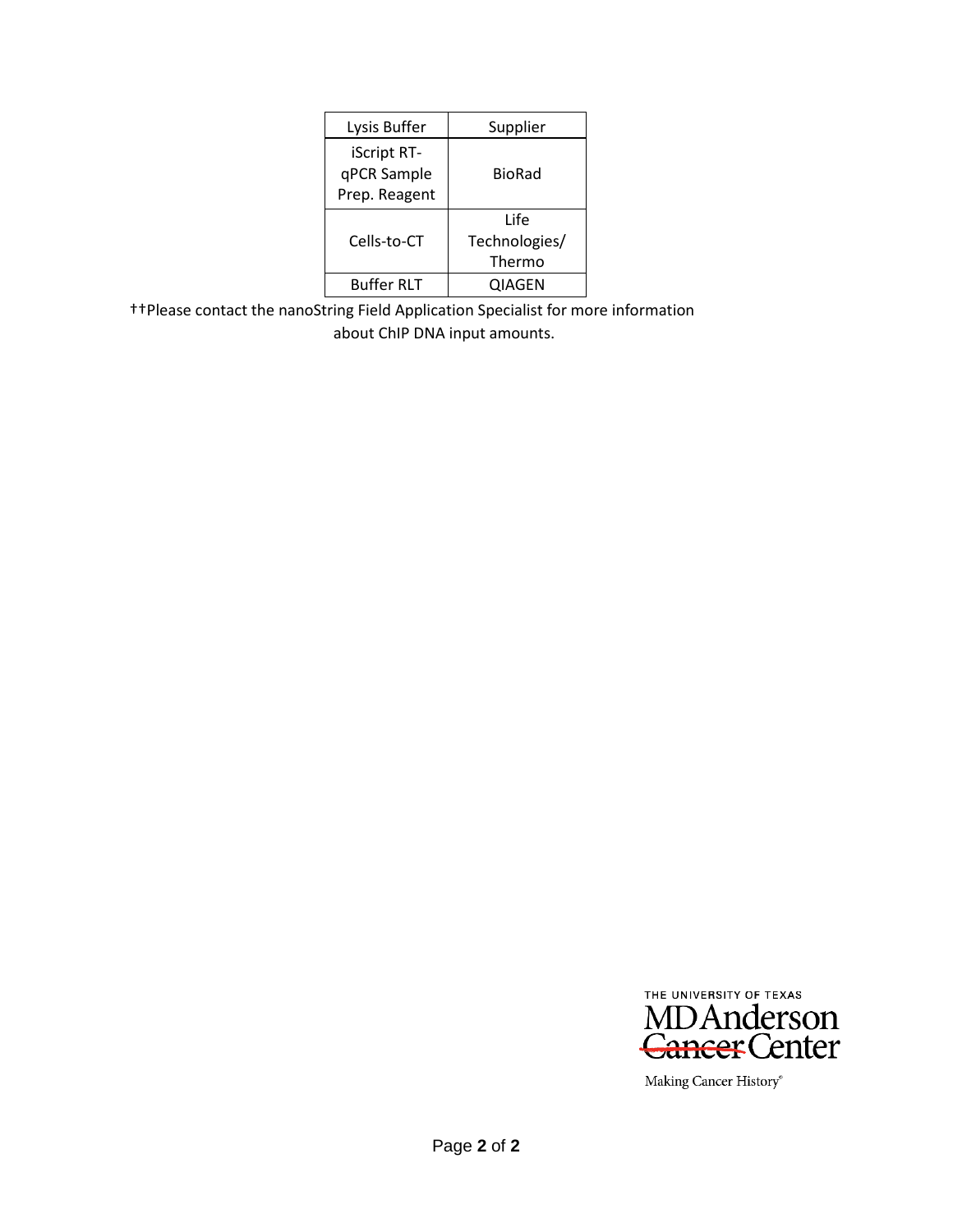| Lysis Buffer | Supplier |
| --- | --- |
| iScript RT-qPCR Sample Prep. Reagent | BioRad |
| Cells-to-CT | Life Technologies/ Thermo |
| Buffer RLT | QIAGEN |

††Please contact the nanoString Field Application Specialist for more information about ChIP DNA input amounts.

THE UNIVERSITY OF TEXAS
MD Anderson Cancer Center
Making Cancer History®